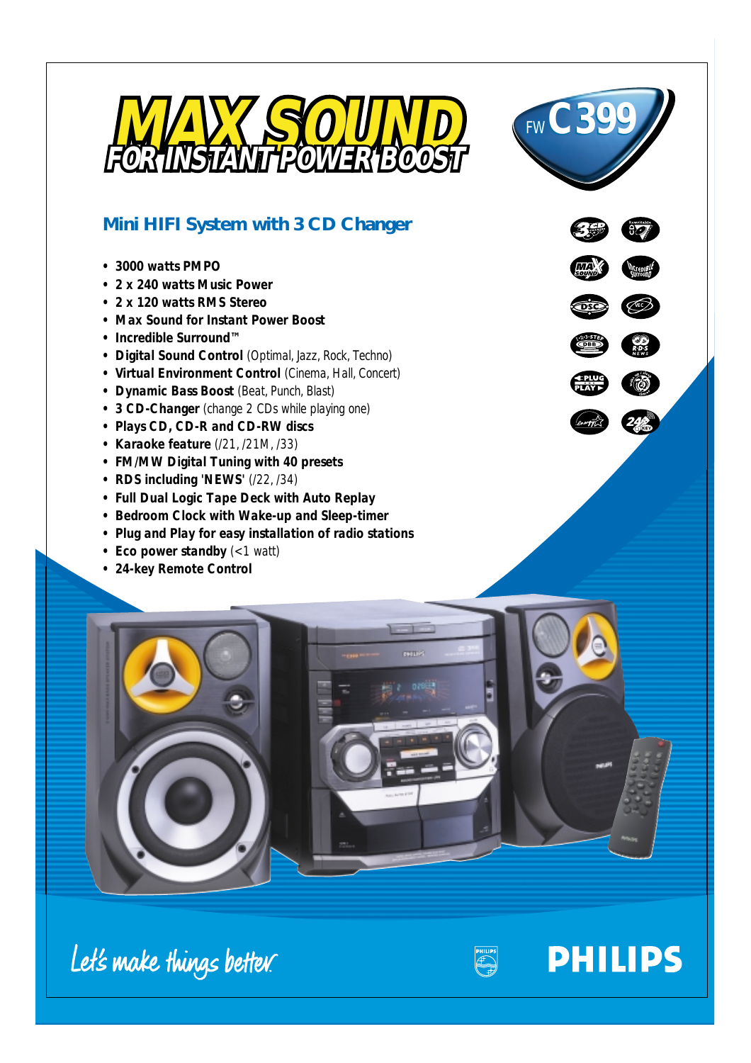# MAX SOUND
## FOR INSTANT POWER BOOST

FW C399

## Mini HIFI System with 3 CD Changer

- **3000 watts PMPO**
- **2 x 240 watts Music Power**
- **2 x 120 watts RMS Stereo**
- **Max Sound for Instant Power Boost**
- **Incredible Surround™**
- **Digital Sound Control** (Optimal, Jazz, Rock, Techno)
- **Virtual Environment Control** (Cinema, Hall, Concert)
- **Dynamic Bass Boost** (Beat, Punch, Blast)
- **3 CD-Changer** *(change 2 CDs while playing one)*
- **Plays CD, CD-R and CD-RW discs**
- **Karaoke feature** (/21, /21M, /33)
- **FM/MW Digital Tuning with 40 presets**
- **RDS including 'NEWS'** (/22, /34)
- **Full Dual Logic Tape Deck with Auto Replay**
- **Bedroom Clock with Wake-up and Sleep-timer**
- **Plug and Play for easy installation of radio stations**
- **Eco power standby** (<1 watt)
- **24-key Remote Control**

Let's make things better.

PHILIPS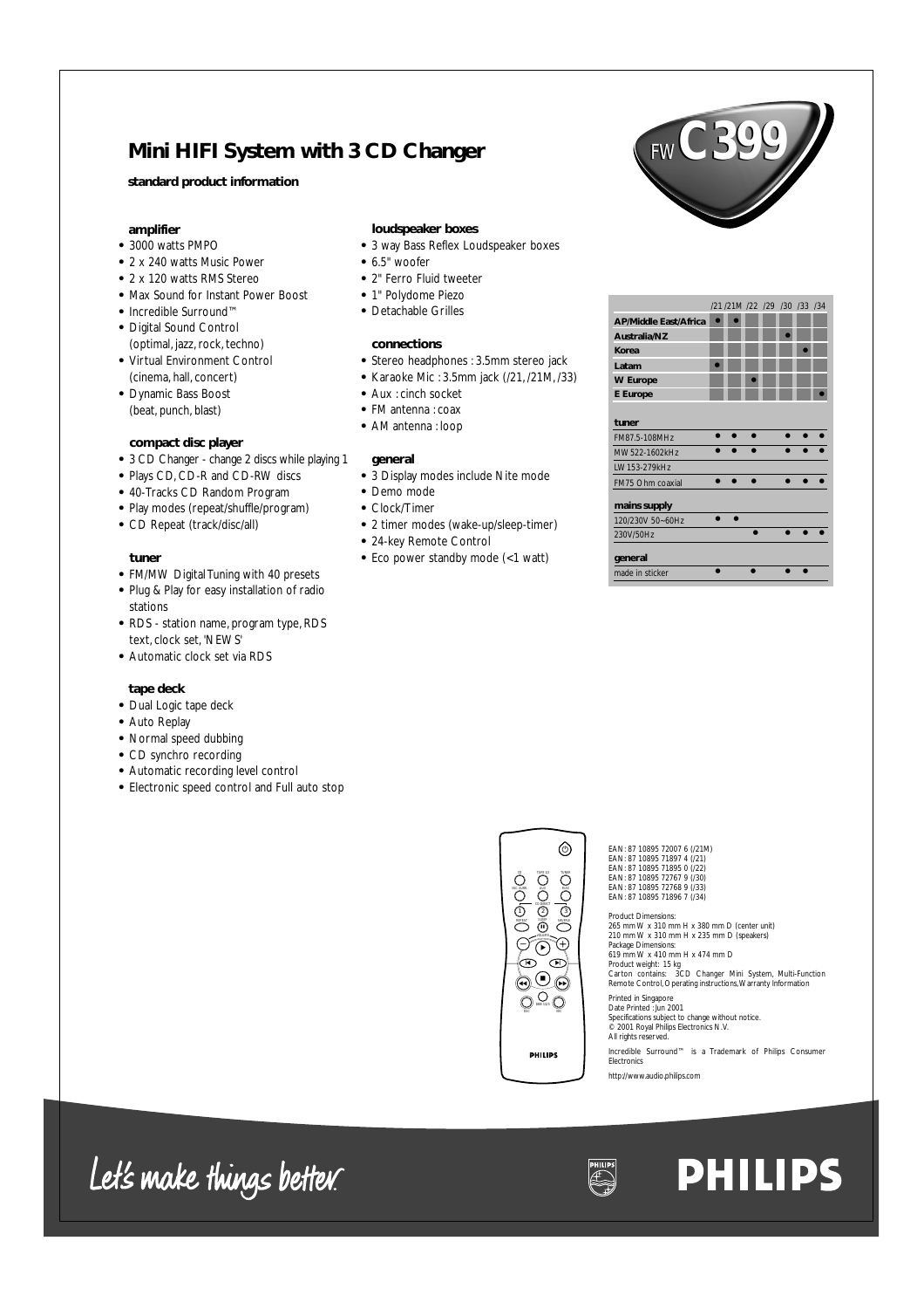# Mini HIFI System with 3 CD Changer

**FW C399**

**standard product information**

### amplifier

- 3000 watts PMPO
- 2 x 240 watts Music Power
- 2 x 120 watts RMS Stereo
- Max Sound for Instant Power Boost
- Incredible Surround™
- Digital Sound Control (optimal, jazz, rock, techno)
- Virtual Environment Control (cinema, hall, concert)
- Dynamic Bass Boost (beat, punch, blast)

### compact disc player

- 3 CD Changer - change 2 discs while playing 1
- Plays CD, CD-R and CD-RW discs
- 40-Tracks CD Random Program
- Play modes (repeat/shuffle/program)
- CD Repeat (track/disc/all)

### tuner

- FM/MW Digital Tuning with 40 presets
- Plug & Play for easy installation of radio stations
- RDS - station name, program type, RDS text, clock set, 'NEWS'
- Automatic clock set via RDS

### tape deck

- Dual Logic tape deck
- Auto Replay
- Normal speed dubbing
- CD synchro recording
- Automatic recording level control
- Electronic speed control and Full auto stop

### loudspeaker boxes

- 3 way Bass Reflex Loudspeaker boxes
- 6.5" woofer
- 2" Ferro Fluid tweeter
- 1" Polydome Piezo
- Detachable Grilles

### connections

- Stereo headphones : 3.5mm stereo jack
- Karaoke Mic : 3.5mm jack (/21, /21M, /33)
- Aux : cinch socket
- FM antenna : coax
- AM antenna : loop

### general

- 3 Display modes include Nite mode
- Demo mode
- Clock/Timer
- 2 timer modes (wake-up/sleep-timer)
- 24-key Remote Control
- Eco power standby mode (<1 watt)

| | /21 | /21M | /22 | /29 | /30 | /33 | /34 |
|---|---|---|---|---|---|---|---|
| **AP/Middle East/Africa** | ● | ● | | | | | |
| **Australia/NZ** | | | | | ● | | |
| **Korea** | | | | | | ● | |
| **Latam** | ● | | | | | | |
| **W Europe** | | | ● | | | | |
| **E Europe** | | | | | | | ● |
| **tuner** | | | | | | | |
| FM87.5-108MHz | ● | ● | ● | | ● | ● | ● |
| MW 522-1602kHz | ● | ● | ● | | ● | ● | ● |
| LW 153-279kHz | | | | | | | |
| FM75 Ohm coaxial | ● | ● | ● | | ● | ● | ● |
| **mains supply** | | | | | | | |
| 120/230V 50~60Hz | ● | ● | | | | | |
| 230V/50Hz | | | ● | | ● | ● | ● |
| **general** | | | | | | | |
| made in sticker | ● | | ● | | ● | ● | |

EAN: 87 10895 72007 6 (/21M)
EAN: 87 10895 71897 4 (/21)
EAN: 87 10895 71895 0 (/22)
EAN: 87 10895 72767 9 (/30)
EAN: 87 10895 72768 9 (/33)
EAN: 87 10895 71896 7 (/34)

Product Dimensions:
265 mm W x 310 mm H x 380 mm D (center unit)
210 mm W x 310 mm H x 235 mm D (speakers)
Package Dimensions:
619 mm W x 410 mm H x 474 mm D
Product weight: 15 kg
Carton contains: 3CD Changer Mini System, Multi-Function Remote Control, Operating instructions, Warranty Information

Printed in Singapore
Date Printed : Jun 2001
Specifications subject to change without notice.
© 2001 Royal Philips Electronics N.V.
All rights reserved.

Incredible Surround™ is a Trademark of Philips Consumer Electronics

http://www.audio.philips.com

Let's make things better.

PHILIPS